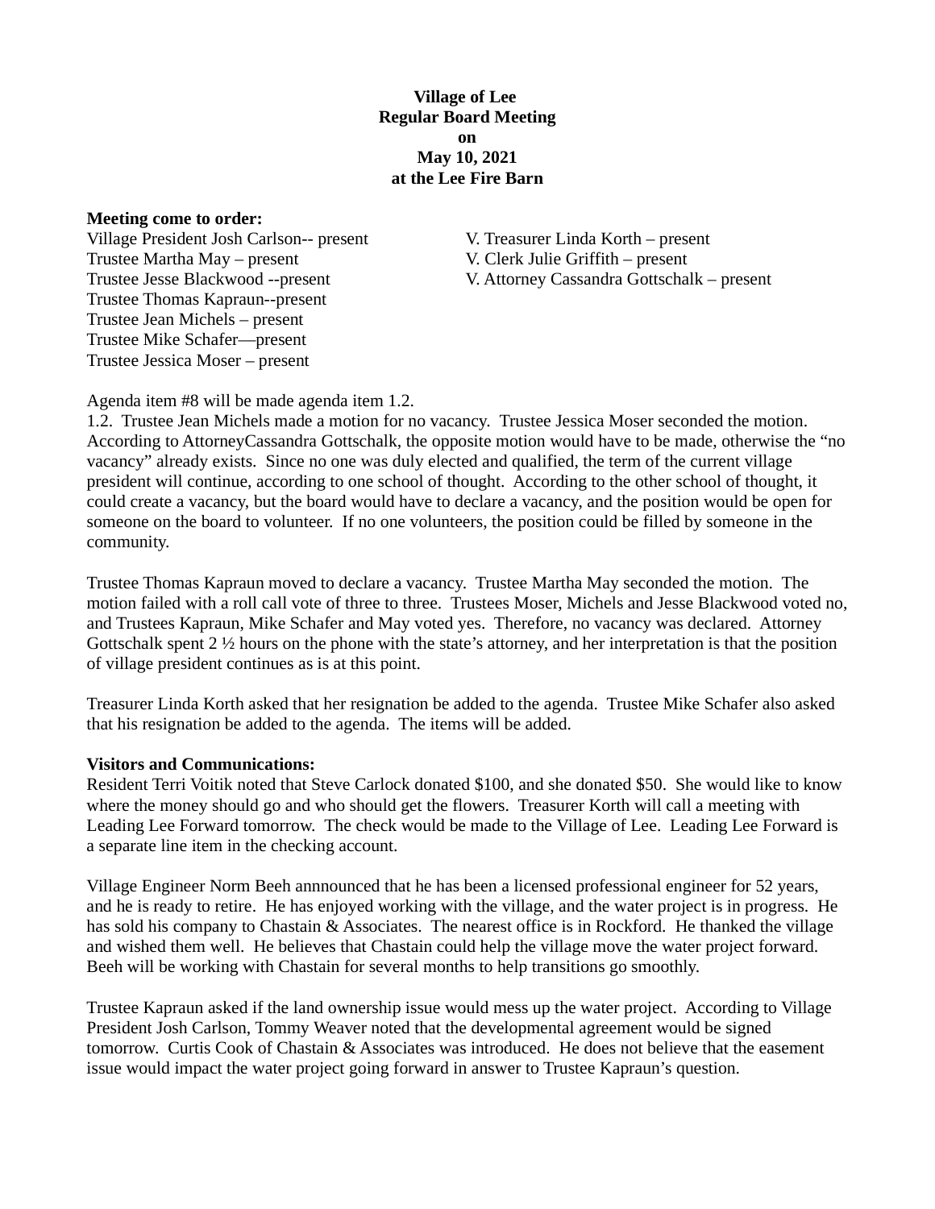**Village of Lee**
**Regular Board Meeting**
**on**
**May 10, 2021**
**at the Lee Fire Barn**

**Meeting come to order:**

Village President Josh Carlson-- present
Trustee Martha May – present
Trustee Jesse Blackwood --present
Trustee Thomas Kapraun--present
Trustee Jean Michels – present
Trustee Mike Schafer—present
Trustee Jessica Moser – present

V. Treasurer Linda Korth – present
V. Clerk Julie Griffith – present
V. Attorney Cassandra Gottschalk – present

Agenda item #8 will be made agenda item 1.2.
1.2. Trustee Jean Michels made a motion for no vacancy. Trustee Jessica Moser seconded the motion. According to AttorneyCassandra Gottschalk, the opposite motion would have to be made, otherwise the "no vacancy" already exists. Since no one was duly elected and qualified, the term of the current village president will continue, according to one school of thought. According to the other school of thought, it could create a vacancy, but the board would have to declare a vacancy, and the position would be open for someone on the board to volunteer. If no one volunteers, the position could be filled by someone in the community.

Trustee Thomas Kapraun moved to declare a vacancy. Trustee Martha May seconded the motion. The motion failed with a roll call vote of three to three. Trustees Moser, Michels and Jesse Blackwood voted no, and Trustees Kapraun, Mike Schafer and May voted yes. Therefore, no vacancy was declared. Attorney Gottschalk spent 2 ½ hours on the phone with the state's attorney, and her interpretation is that the position of village president continues as is at this point.

Treasurer Linda Korth asked that her resignation be added to the agenda. Trustee Mike Schafer also asked that his resignation be added to the agenda. The items will be added.

**Visitors and Communications:**

Resident Terri Voitik noted that Steve Carlock donated $100, and she donated $50. She would like to know where the money should go and who should get the flowers. Treasurer Korth will call a meeting with Leading Lee Forward tomorrow. The check would be made to the Village of Lee. Leading Lee Forward is a separate line item in the checking account.

Village Engineer Norm Beeh annnounced that he has been a licensed professional engineer for 52 years, and he is ready to retire. He has enjoyed working with the village, and the water project is in progress. He has sold his company to Chastain & Associates. The nearest office is in Rockford. He thanked the village and wished them well. He believes that Chastain could help the village move the water project forward. Beeh will be working with Chastain for several months to help transitions go smoothly.

Trustee Kapraun asked if the land ownership issue would mess up the water project. According to Village President Josh Carlson, Tommy Weaver noted that the developmental agreement would be signed tomorrow. Curtis Cook of Chastain & Associates was introduced. He does not believe that the easement issue would impact the water project going forward in answer to Trustee Kapraun's question.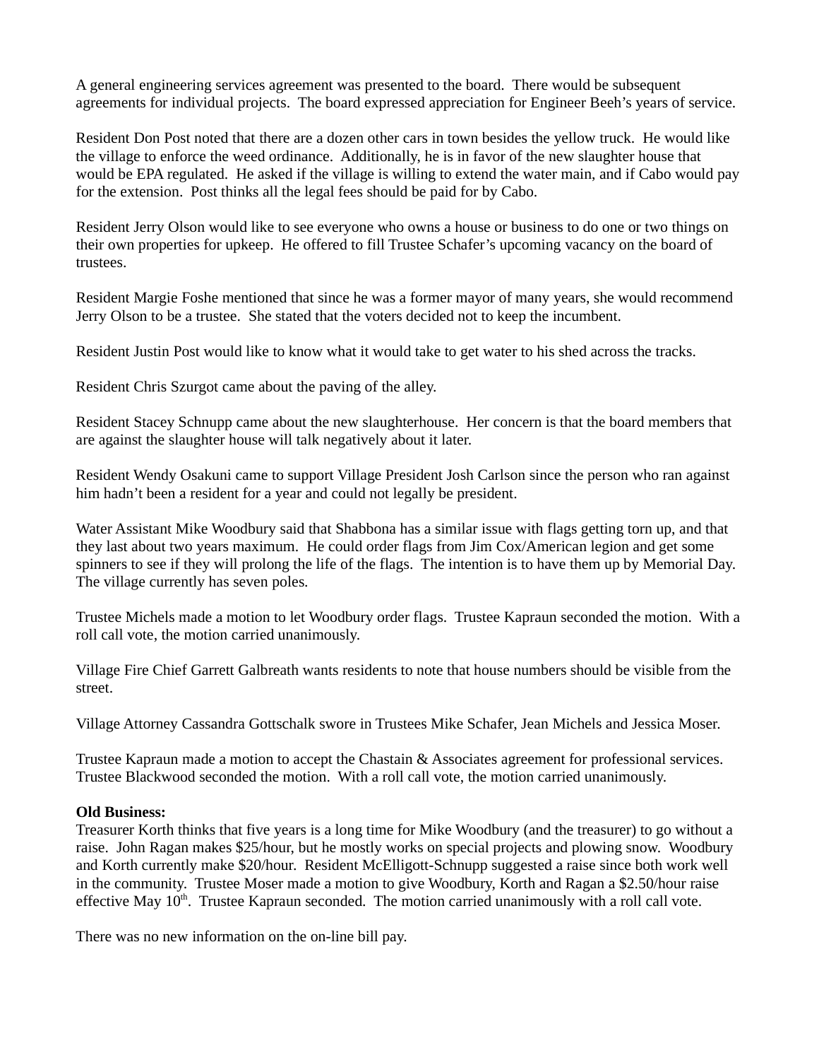A general engineering services agreement was presented to the board. There would be subsequent agreements for individual projects. The board expressed appreciation for Engineer Beeh's years of service.

Resident Don Post noted that there are a dozen other cars in town besides the yellow truck. He would like the village to enforce the weed ordinance. Additionally, he is in favor of the new slaughter house that would be EPA regulated. He asked if the village is willing to extend the water main, and if Cabo would pay for the extension. Post thinks all the legal fees should be paid for by Cabo.

Resident Jerry Olson would like to see everyone who owns a house or business to do one or two things on their own properties for upkeep. He offered to fill Trustee Schafer's upcoming vacancy on the board of trustees.

Resident Margie Foshe mentioned that since he was a former mayor of many years, she would recommend Jerry Olson to be a trustee. She stated that the voters decided not to keep the incumbent.

Resident Justin Post would like to know what it would take to get water to his shed across the tracks.

Resident Chris Szurgot came about the paving of the alley.

Resident Stacey Schnupp came about the new slaughterhouse. Her concern is that the board members that are against the slaughter house will talk negatively about it later.

Resident Wendy Osakuni came to support Village President Josh Carlson since the person who ran against him hadn't been a resident for a year and could not legally be president.

Water Assistant Mike Woodbury said that Shabbona has a similar issue with flags getting torn up, and that they last about two years maximum. He could order flags from Jim Cox/American legion and get some spinners to see if they will prolong the life of the flags. The intention is to have them up by Memorial Day. The village currently has seven poles.

Trustee Michels made a motion to let Woodbury order flags. Trustee Kapraun seconded the motion. With a roll call vote, the motion carried unanimously.

Village Fire Chief Garrett Galbreath wants residents to note that house numbers should be visible from the street.

Village Attorney Cassandra Gottschalk swore in Trustees Mike Schafer, Jean Michels and Jessica Moser.

Trustee Kapraun made a motion to accept the Chastain & Associates agreement for professional services. Trustee Blackwood seconded the motion. With a roll call vote, the motion carried unanimously.

**Old Business:**
Treasurer Korth thinks that five years is a long time for Mike Woodbury (and the treasurer) to go without a raise. John Ragan makes $25/hour, but he mostly works on special projects and plowing snow. Woodbury and Korth currently make $20/hour. Resident McElligott-Schnupp suggested a raise since both work well in the community. Trustee Moser made a motion to give Woodbury, Korth and Ragan a $2.50/hour raise effective May 10th. Trustee Kapraun seconded. The motion carried unanimously with a roll call vote.

There was no new information on the on-line bill pay.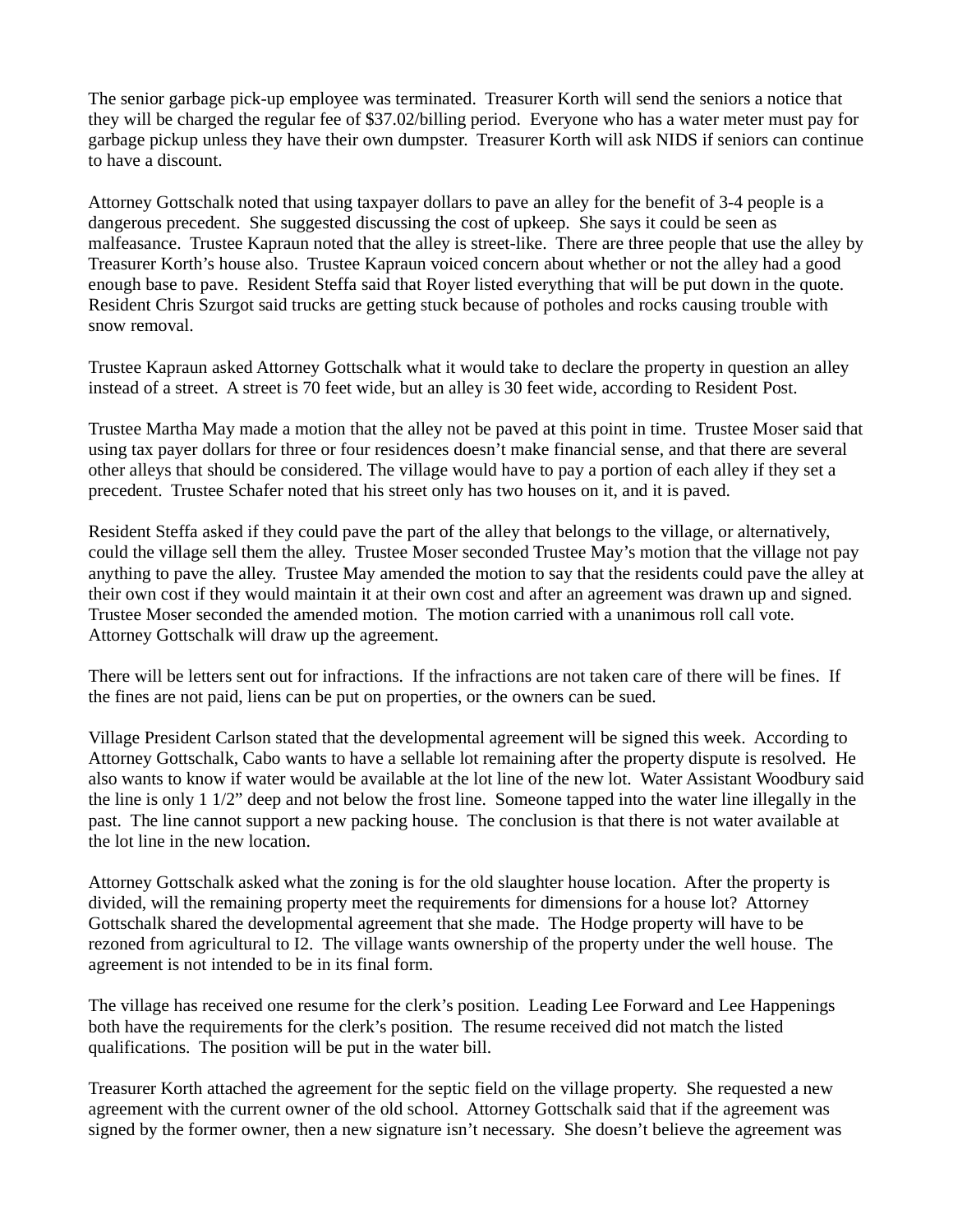The senior garbage pick-up employee was terminated. Treasurer Korth will send the seniors a notice that they will be charged the regular fee of $37.02/billing period. Everyone who has a water meter must pay for garbage pickup unless they have their own dumpster. Treasurer Korth will ask NIDS if seniors can continue to have a discount.

Attorney Gottschalk noted that using taxpayer dollars to pave an alley for the benefit of 3-4 people is a dangerous precedent. She suggested discussing the cost of upkeep. She says it could be seen as malfeasance. Trustee Kapraun noted that the alley is street-like. There are three people that use the alley by Treasurer Korth's house also. Trustee Kapraun voiced concern about whether or not the alley had a good enough base to pave. Resident Steffa said that Royer listed everything that will be put down in the quote. Resident Chris Szurgot said trucks are getting stuck because of potholes and rocks causing trouble with snow removal.

Trustee Kapraun asked Attorney Gottschalk what it would take to declare the property in question an alley instead of a street. A street is 70 feet wide, but an alley is 30 feet wide, according to Resident Post.

Trustee Martha May made a motion that the alley not be paved at this point in time. Trustee Moser said that using tax payer dollars for three or four residences doesn't make financial sense, and that there are several other alleys that should be considered. The village would have to pay a portion of each alley if they set a precedent. Trustee Schafer noted that his street only has two houses on it, and it is paved.

Resident Steffa asked if they could pave the part of the alley that belongs to the village, or alternatively, could the village sell them the alley. Trustee Moser seconded Trustee May's motion that the village not pay anything to pave the alley. Trustee May amended the motion to say that the residents could pave the alley at their own cost if they would maintain it at their own cost and after an agreement was drawn up and signed. Trustee Moser seconded the amended motion. The motion carried with a unanimous roll call vote. Attorney Gottschalk will draw up the agreement.

There will be letters sent out for infractions. If the infractions are not taken care of there will be fines. If the fines are not paid, liens can be put on properties, or the owners can be sued.

Village President Carlson stated that the developmental agreement will be signed this week. According to Attorney Gottschalk, Cabo wants to have a sellable lot remaining after the property dispute is resolved. He also wants to know if water would be available at the lot line of the new lot. Water Assistant Woodbury said the line is only 1 1/2" deep and not below the frost line. Someone tapped into the water line illegally in the past. The line cannot support a new packing house. The conclusion is that there is not water available at the lot line in the new location.

Attorney Gottschalk asked what the zoning is for the old slaughter house location. After the property is divided, will the remaining property meet the requirements for dimensions for a house lot? Attorney Gottschalk shared the developmental agreement that she made. The Hodge property will have to be rezoned from agricultural to I2. The village wants ownership of the property under the well house. The agreement is not intended to be in its final form.

The village has received one resume for the clerk's position. Leading Lee Forward and Lee Happenings both have the requirements for the clerk's position. The resume received did not match the listed qualifications. The position will be put in the water bill.

Treasurer Korth attached the agreement for the septic field on the village property. She requested a new agreement with the current owner of the old school. Attorney Gottschalk said that if the agreement was signed by the former owner, then a new signature isn't necessary. She doesn't believe the agreement was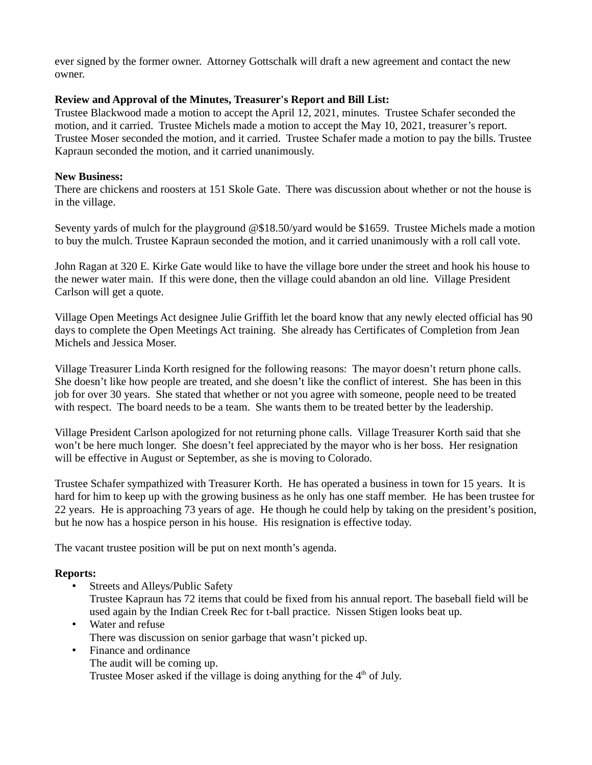ever signed by the former owner. Attorney Gottschalk will draft a new agreement and contact the new owner.

**Review and Approval of the Minutes, Treasurer's Report and Bill List:**
Trustee Blackwood made a motion to accept the April 12, 2021, minutes. Trustee Schafer seconded the motion, and it carried. Trustee Michels made a motion to accept the May 10, 2021, treasurer's report. Trustee Moser seconded the motion, and it carried. Trustee Schafer made a motion to pay the bills. Trustee Kapraun seconded the motion, and it carried unanimously.

**New Business:**
There are chickens and roosters at 151 Skole Gate. There was discussion about whether or not the house is in the village.

Seventy yards of mulch for the playground @$18.50/yard would be $1659. Trustee Michels made a motion to buy the mulch. Trustee Kapraun seconded the motion, and it carried unanimously with a roll call vote.

John Ragan at 320 E. Kirke Gate would like to have the village bore under the street and hook his house to the newer water main. If this were done, then the village could abandon an old line. Village President Carlson will get a quote.

Village Open Meetings Act designee Julie Griffith let the board know that any newly elected official has 90 days to complete the Open Meetings Act training. She already has Certificates of Completion from Jean Michels and Jessica Moser.

Village Treasurer Linda Korth resigned for the following reasons: The mayor doesn't return phone calls. She doesn't like how people are treated, and she doesn't like the conflict of interest. She has been in this job for over 30 years. She stated that whether or not you agree with someone, people need to be treated with respect. The board needs to be a team. She wants them to be treated better by the leadership.

Village President Carlson apologized for not returning phone calls. Village Treasurer Korth said that she won't be here much longer. She doesn't feel appreciated by the mayor who is her boss. Her resignation will be effective in August or September, as she is moving to Colorado.

Trustee Schafer sympathized with Treasurer Korth. He has operated a business in town for 15 years. It is hard for him to keep up with the growing business as he only has one staff member. He has been trustee for 22 years. He is approaching 73 years of age. He though he could help by taking on the president's position, but he now has a hospice person in his house. His resignation is effective today.

The vacant trustee position will be put on next month's agenda.

**Reports:**

- Streets and Alleys/Public Safety
  Trustee Kapraun has 72 items that could be fixed from his annual report. The baseball field will be used again by the Indian Creek Rec for t-ball practice. Nissen Stigen looks beat up.
- Water and refuse
  There was discussion on senior garbage that wasn't picked up.
- Finance and ordinance
  The audit will be coming up.
  Trustee Moser asked if the village is doing anything for the 4th of July.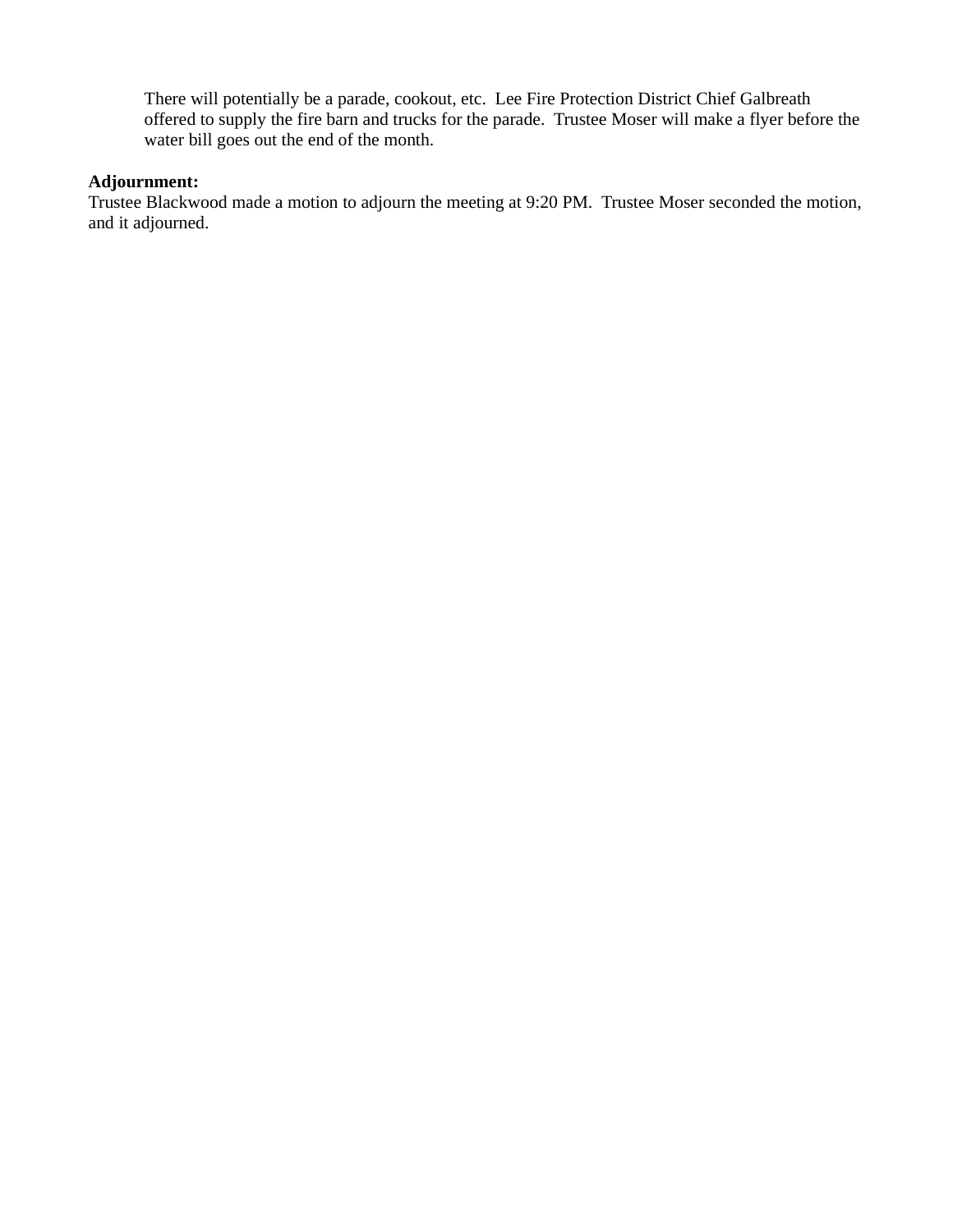There will potentially be a parade, cookout, etc. Lee Fire Protection District Chief Galbreath offered to supply the fire barn and trucks for the parade. Trustee Moser will make a flyer before the water bill goes out the end of the month.

**Adjournment:**
Trustee Blackwood made a motion to adjourn the meeting at 9:20 PM. Trustee Moser seconded the motion, and it adjourned.